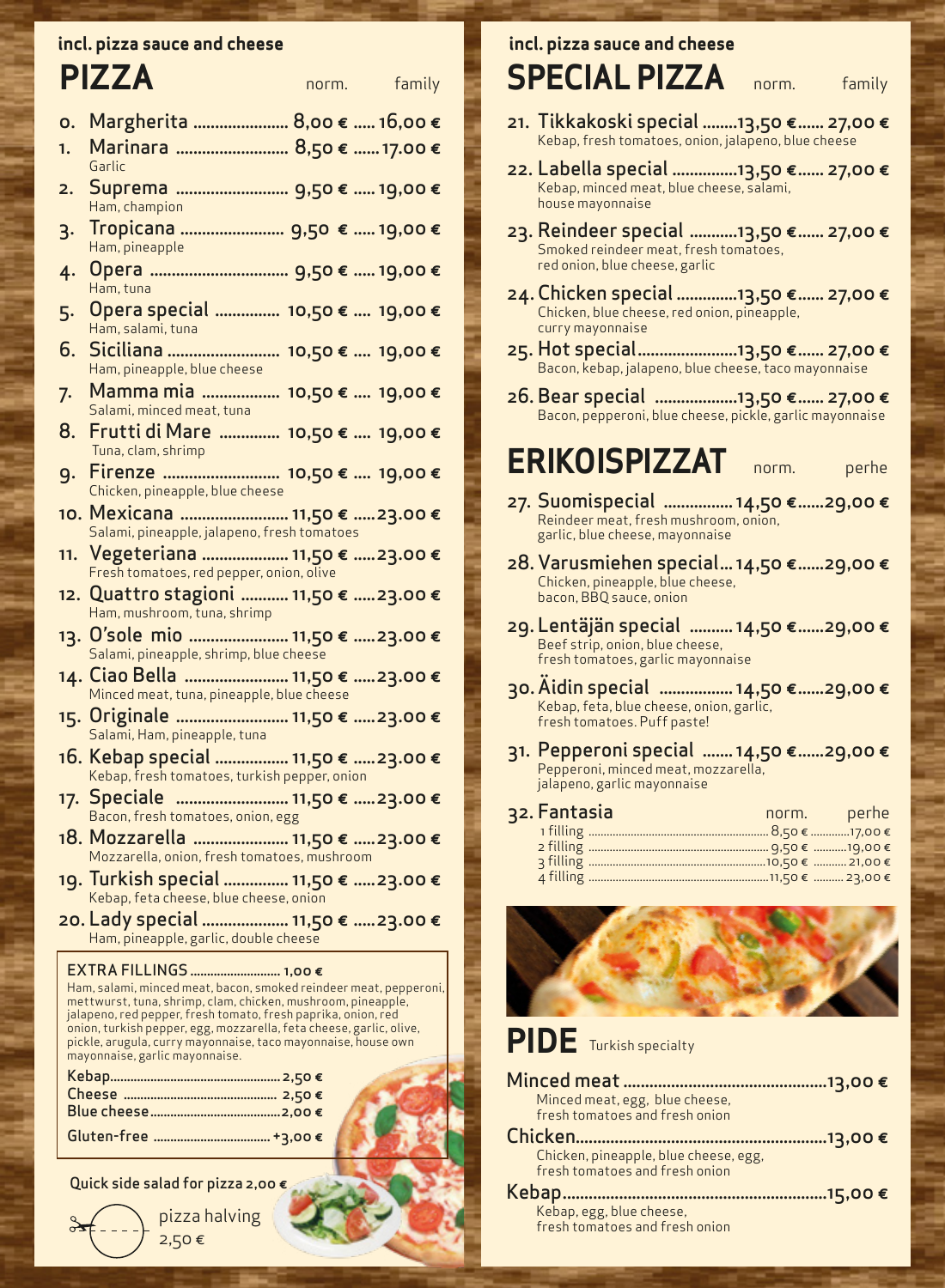incl. pizza sauce and cheese

# PIZZA

| | norm. | family |
|---|---|---|
| 0. Margherita | 8,00 € | 16,00 € |
| 1. Marinara<br>Garlic | 8,50 € | 17.00 € |
| 2. Suprema<br>Ham, champion | 9,50 € | 19,00 € |
| 3. Tropicana<br>Ham, pineapple | 9,50 € | 19,00 € |
| 4. Opera<br>Ham, tuna | 9,50 € | 19,00 € |
| 5. Opera special<br>Ham, salami, tuna | 10,50 € | 19,00 € |
| 6. Siciliana<br>Ham, pineapple, blue cheese | 10,50 € | 19,00 € |
| 7. Mamma mia<br>Salami, minced meat, tuna | 10,50 € | 19,00 € |
| 8. Frutti di Mare<br>Tuna, clam, shrimp | 10,50 € | 19,00 € |
| 9. Firenze<br>Chicken, pineapple, blue cheese | 10,50 € | 19,00 € |
| 10. Mexicana<br>Salami, pineapple, jalapeno, fresh tomatoes | 11,50 € | 23.00 € |
| 11. Vegeteriana<br>Fresh tomatoes, red pepper, onion, olive | 11,50 € | 23.00 € |
| 12. Quattro stagioni<br>Ham, mushroom, tuna, shrimp | 11,50 € | 23.00 € |
| 13. O'sole mio<br>Salami, pineapple, shrimp, blue cheese | 11,50 € | 23.00 € |
| 14. Ciao Bella<br>Minced meat, tuna, pineapple, blue cheese | 11,50 € | 23.00 € |
| 15. Originale<br>Salami, Ham, pineapple, tuna | 11,50 € | 23.00 € |
| 16. Kebap special<br>Kebap, fresh tomatoes, turkish pepper, onion | 11,50 € | 23.00 € |
| 17. Speciale<br>Bacon, fresh tomatoes, onion, egg | 11,50 € | 23.00 € |
| 18. Mozzarella<br>Mozzarella, onion, fresh tomatoes, mushroom | 11,50 € | 23.00 € |
| 19. Turkish special<br>Kebap, feta cheese, blue cheese, onion | 11,50 € | 23.00 € |
| 20. Lady special<br>Ham, pineapple, garlic, double cheese | 11,50 € | 23.00 € |

EXTRA FILLINGS .......... 1,00 €

Ham, salami, minced meat, bacon, smoked reindeer meat, pepperoni, mettwurst, tuna, shrimp, clam, chicken, mushroom, pineapple, jalapeno, red pepper, fresh tomato, fresh paprika, onion, red onion, turkish pepper, egg, mozzarella, feta cheese, garlic, olive, pickle, arugula, curry mayonnaise, taco mayonnaise, house own mayonnaise, garlic mayonnaise.

| | |
|---|---|
| Kebap | 2,50 € |
| Cheese | 2,50 € |
| Blue cheese | 2,00 € |
| Gluten-free | +3,00 € |

Quick side salad for pizza 2,00 €

pizza halving 2,50 €

incl. pizza sauce and cheese

# SPECIAL PIZZA

| | norm. | family |
|---|---|---|
| 21. Tikkakoski special<br>Kebap, fresh tomatoes, onion, jalapeno, blue cheese | 13,50 € | 27,00 € |
| 22. Labella special<br>Kebap, minced meat, blue cheese, salami, house mayonnaise | 13,50 € | 27,00 € |
| 23. Reindeer special<br>Smoked reindeer meat, fresh tomatoes, red onion, blue cheese, garlic | 13,50 € | 27,00 € |
| 24. Chicken special<br>Chicken, blue cheese, red onion, pineapple, curry mayonnaise | 13,50 € | 27,00 € |
| 25. Hot special<br>Bacon, kebap, jalapeno, blue cheese, taco mayonnaise | 13,50 € | 27,00 € |
| 26. Bear special<br>Bacon, pepperoni, blue cheese, pickle, garlic mayonnaise | 13,50 € | 27,00 € |

# ERIKOISPIZZAT

| | norm. | perhe |
|---|---|---|
| 27. Suomispecial<br>Reindeer meat, fresh mushroom, onion, garlic, blue cheese, mayonnaise | 14,50 € | 29,00 € |
| 28. Varusmiehen special<br>Chicken, pineapple, blue cheese, bacon, BBQ sauce, onion | 14,50 € | 29,00 € |
| 29. Lentäjän special<br>Beef strip, onion, blue cheese, fresh tomatoes, garlic mayonnaise | 14,50 € | 29,00 € |
| 30. Äidin special<br>Kebap, feta, blue cheese, onion, garlic, fresh tomatoes. Puff paste! | 14,50 € | 29,00 € |
| 31. Pepperoni special<br>Pepperoni, minced meat, mozzarella, jalapeno, garlic mayonnaise | 14,50 € | 29,00 € |

| 32. Fantasia | norm. | perhe |
|---|---|---|
| 1 filling | 8,50 € | 17,00 € |
| 2 filling | 9,50 € | 19,00 € |
| 3 filling | 10,50 € | 21,00 € |
| 4 filling | 11,50 € | 23,00 € |

# PIDE Turkish specialty

| | |
|---|---|
| Minced meat<br>Minced meat, egg, blue cheese, fresh tomatoes and fresh onion | 13,00 € |
| Chicken<br>Chicken, pineapple, blue cheese, egg, fresh tomatoes and fresh onion | 13,00 € |
| Kebap<br>Kebap, egg, blue cheese, fresh tomatoes and fresh onion | 15,00 € |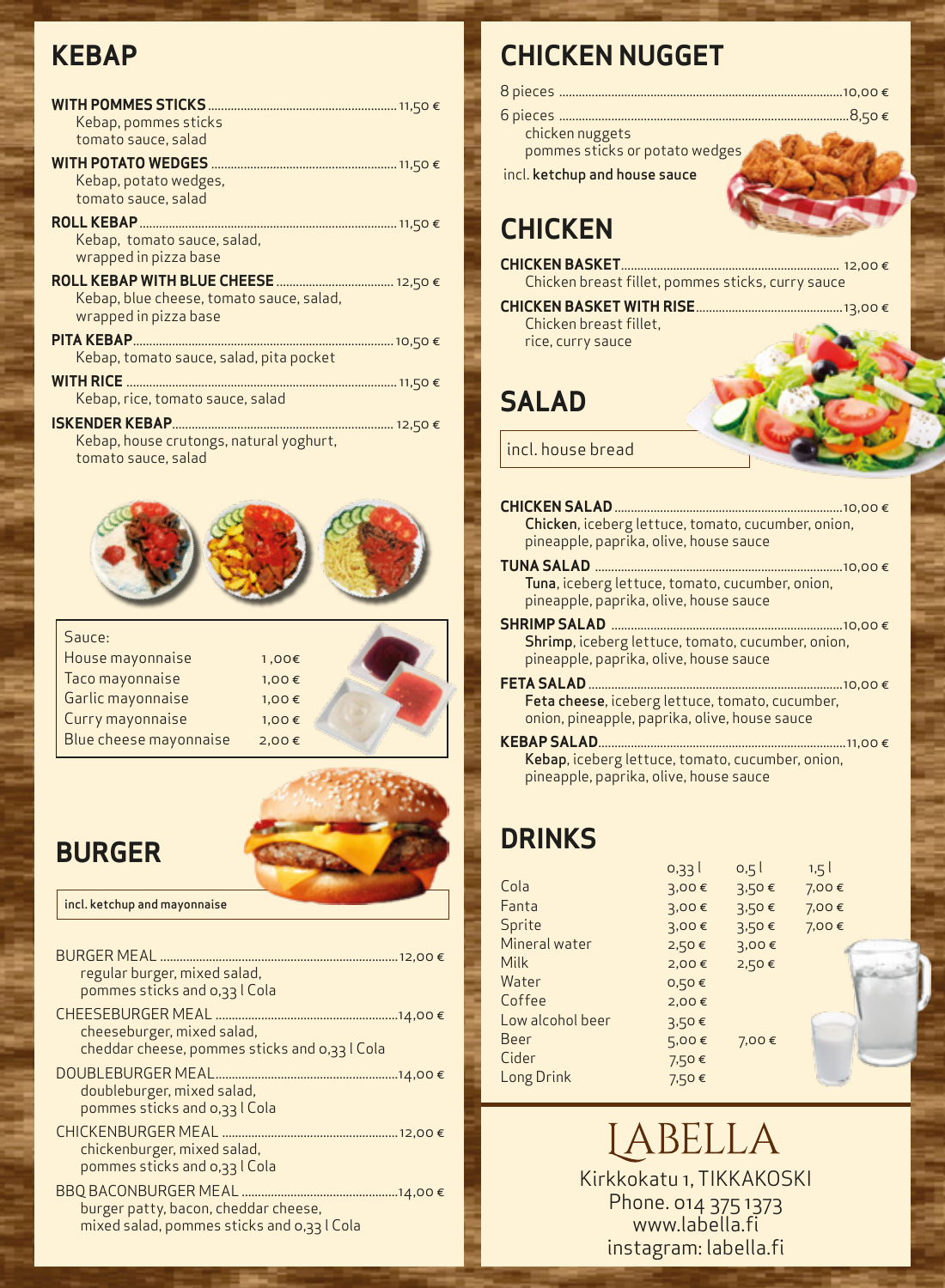## KEBAP

**WITH POMMES STICKS** ........ 11,50 €
Kebap, pommes sticks
tomato sauce, salad

**WITH POTATO WEDGES** ........ 11,50 €
Kebap, potato wedges,
tomato sauce, salad

**ROLL KEBAP** ........ 11,50 €
Kebap, tomato sauce, salad,
wrapped in pizza base

**ROLL KEBAP WITH BLUE CHEESE** ........ 12,50 €
Kebap, blue cheese, tomato sauce, salad,
wrapped in pizza base

**PITA KEBAP** ........ 10,50 €
Kebap, tomato sauce, salad, pita pocket

**WITH RICE** ........ 11,50 €
Kebap, rice, tomato sauce, salad

**ISKENDER KEBAP** ........ 12,50 €
Kebap, house crutongs, natural yoghurt,
tomato sauce, salad

| Sauce: | |
|---|---|
| House mayonnaise | 1,00€ |
| Taco mayonnaise | 1,00 € |
| Garlic mayonnaise | 1,00 € |
| Curry mayonnaise | 1,00 € |
| Blue cheese mayonnaise | 2,00 € |

## BURGER

incl. ketchup and mayonnaise

BURGER MEAL ........ 12,00 €
regular burger, mixed salad,
pommes sticks and 0,33 l Cola

CHEESEBURGER MEAL ........ 14,00 €
cheeseburger, mixed salad,
cheddar cheese, pommes sticks and 0,33 l Cola

DOUBLEBURGER MEAL ........ 14,00 €
doubleburger, mixed salad,
pommes sticks and 0,33 l Cola

CHICKENBURGER MEAL ........ 12,00 €
chickenburger, mixed salad,
pommes sticks and 0,33 l Cola

BBQ BACONBURGER MEAL ........ 14,00 €
burger patty, bacon, cheddar cheese,
mixed salad, pommes sticks and 0,33 l Cola

## CHICKEN NUGGET

8 pieces ........ 10,00 €
6 pieces ........ 8,50 €
chicken nuggets
pommes sticks or potato wedges
incl. **ketchup and house sauce**

## CHICKEN

**CHICKEN BASKET** ........ 12,00 €
Chicken breast fillet, pommes sticks, curry sauce

**CHICKEN BASKET WITH RISE** ........ 13,00 €
Chicken breast fillet,
rice, curry sauce

## SALAD

incl. house bread

**CHICKEN SALAD** ........ 10,00 €
**Chicken**, iceberg lettuce, tomato, cucumber, onion,
pineapple, paprika, olive, house sauce

**TUNA SALAD** ........ 10,00 €
**Tuna**, iceberg lettuce, tomato, cucumber, onion,
pineapple, paprika, olive, house sauce

**SHRIMP SALAD** ........ 10,00 €
**Shrimp**, iceberg lettuce, tomato, cucumber, onion,
pineapple, paprika, olive, house sauce

**FETA SALAD** ........ 10,00 €
**Feta cheese**, iceberg lettuce, tomato, cucumber,
onion, pineapple, paprika, olive, house sauce

**KEBAP SALAD** ........ 11,00 €
**Kebap**, iceberg lettuce, tomato, cucumber, onion,
pineapple, paprika, olive, house sauce

## DRINKS

| | 0,33 l | 0,5 l | 1,5 l |
|---|---|---|---|
| Cola | 3,00 € | 3,50 € | 7,00 € |
| Fanta | 3,00 € | 3,50 € | 7,00 € |
| Sprite | 3,00 € | 3,50 € | 7,00 € |
| Mineral water | 2,50 € | 3,00 € | |
| Milk | 2,00 € | 2,50 € | |
| Water | 0,50 € | | |
| Coffee | 2,00 € | | |
| Low alcohol beer | 3,50 € | | |
| Beer | 5,00 € | 7,00 € | |
| Cider | 7,50 € | | |
| Long Drink | 7,50 € | | |

LABELLA
Kirkkokatu 1, TIKKAKOSKI
Phone. 014 375 1373
www.labella.fi
instagram: labella.fi